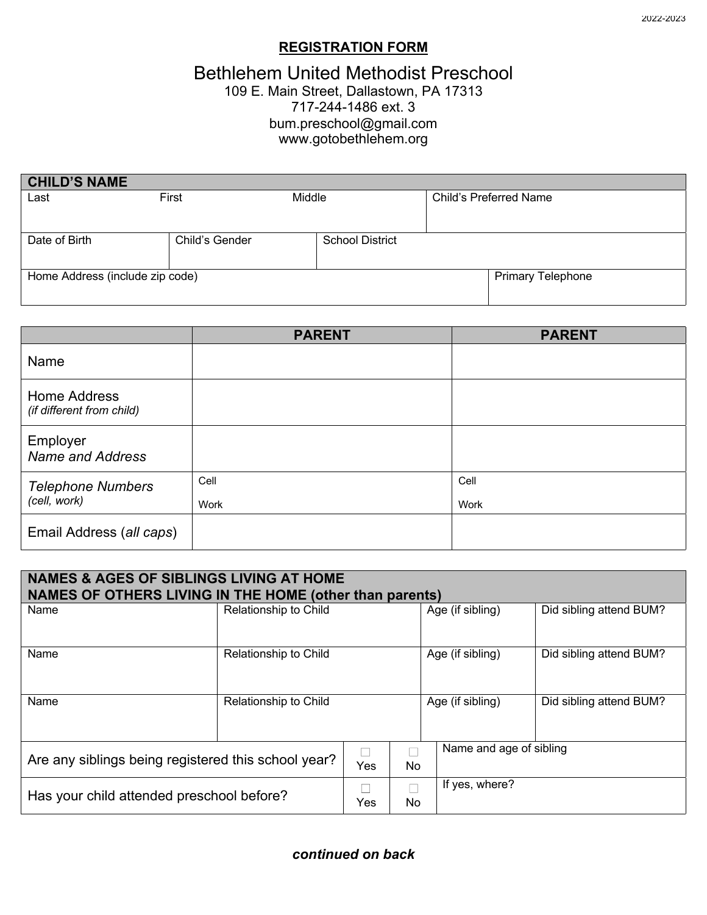2022-2023

## REGISTRATION FORM

# Bethlehem United Methodist Preschool

109 E. Main Street, Dallastown, PA 17313
717-244-1486 ext. 3
bum.preschool@gmail.com
www.gotobethlehem.org

| CHILD'S NAME | | | | |
|---|---|---|---|---|
| Last | First | Middle | | Child's Preferred Name |
| Date of Birth | Child's Gender | School District | | |
| Home Address (include zip code) | | | | Primary Telephone |

| | PARENT | PARENT |
|---|---|---|
| Name | | |
| Home Address *(if different from child)* | | |
| Employer *Name and Address* | | |
| *Telephone Numbers* *(cell, work)* | Cell<br>Work | Cell<br>Work |
| Email Address (*all caps*) | | |

| NAMES & AGES OF SIBLINGS LIVING AT HOME<br>NAMES OF OTHERS LIVING IN THE HOME (other than parents) | | | |
|---|---|---|---|
| Name | Relationship to Child | Age (if sibling) | Did sibling attend BUM? |
| Name | Relationship to Child | Age (if sibling) | Did sibling attend BUM? |
| Name | Relationship to Child | Age (if sibling) | Did sibling attend BUM? |

| | | | |
|---|---|---|---|
| Are any siblings being registered this school year? | ☐ Yes | ☐ No | Name and age of sibling |
| Has your child attended preschool before? | ☐ Yes | ☐ No | If yes, where? |

***continued on back***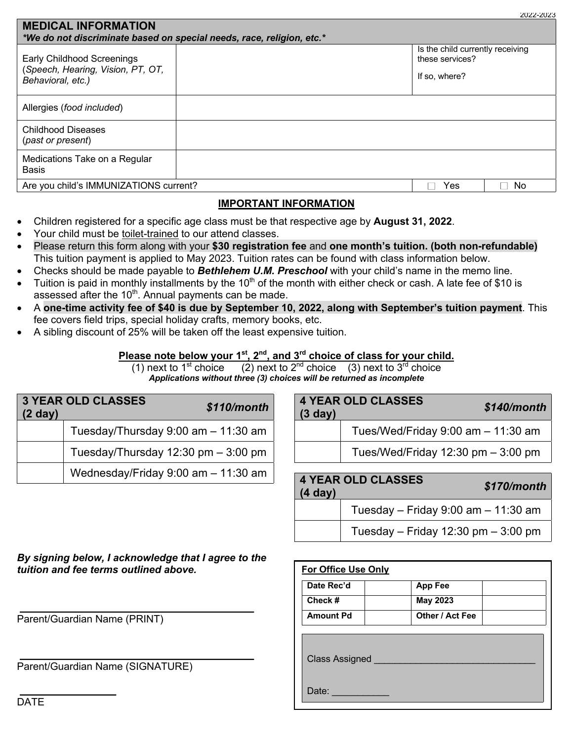## MEDICAL INFORMATION

***We do not discriminate based on special needs, race, religion, etc.***

| | | |
|---|---|---|
| Early Childhood Screenings (*Speech, Hearing, Vision, PT, OT, Behavioral, etc.)* | | Is the child currently receiving these services? If so, where? |
| Allergies (*food included*) | | |
| Childhood Diseases (*past or present*) | | |
| Medications Take on a Regular Basis | | |
| Are you child's IMMUNIZATIONS current? | ☐ Yes | ☐ No |

## IMPORTANT INFORMATION

- Children registered for a specific age class must be that respective age by **August 31, 2022**.
- Your child must be toilet-trained to our attend classes.
- Please return this form along with your **$30 registration fee** and **one month's tuition. (both non-refundable)** This tuition payment is applied to May 2023. Tuition rates can be found with class information below.
- Checks should be made payable to ***Bethlehem U.M. Preschool*** with your child's name in the memo line.
- Tuition is paid in monthly installments by the 10th of the month with either check or cash. A late fee of $10 is assessed after the 10th. Annual payments can be made.
- A **one-time activity fee of $40 is due by September 10, 2022, along with September's tuition payment**. This fee covers field trips, special holiday crafts, memory books, etc.
- A sibling discount of 25% will be taken off the least expensive tuition.

**Please note below your 1st, 2nd, and 3rd choice of class for your child.**

(1) next to 1st choice (2) next to 2nd choice (3) next to 3rd choice

***Applications without three (3) choices will be returned as incomplete***

| **3 YEAR OLD CLASSES (2 day)** | ***$110/month*** |
|---|---|
| | Tuesday/Thursday 9:00 am – 11:30 am |
| | Tuesday/Thursday 12:30 pm – 3:00 pm |
| | Wednesday/Friday 9:00 am – 11:30 am |

| **4 YEAR OLD CLASSES (3 day)** | ***$140/month*** |
|---|---|
| | Tues/Wed/Friday 9:00 am – 11:30 am |
| | Tues/Wed/Friday 12:30 pm – 3:00 pm |

| **4 YEAR OLD CLASSES (4 day)** | ***$170/month*** |
|---|---|
| | Tuesday – Friday 9:00 am – 11:30 am |
| | Tuesday – Friday 12:30 pm – 3:00 pm |

***By signing below, I acknowledge that I agree to the tuition and fee terms outlined above.***

\_\_\_\_\_\_\_\_\_\_\_\_\_\_\_\_\_\_\_\_\_\_\_\_\_\_\_\_\_\_\_\_\_\_\_\_
Parent/Guardian Name (PRINT)

\_\_\_\_\_\_\_\_\_\_\_\_\_\_\_\_\_\_\_\_\_\_\_\_\_\_\_\_\_\_\_\_\_\_\_\_
Parent/Guardian Name (SIGNATURE)

\_\_\_\_\_\_\_\_\_\_\_\_\_\_
DATE

**For Office Use Only**

| | | | |
|---|---|---|---|
| **Date Rec'd** | | **App Fee** | |
| **Check #** | | **May 2023** | |
| **Amount Pd** | | **Other / Act Fee** | |

Class Assigned \_\_\_\_\_\_\_\_\_\_\_\_\_\_\_\_\_\_\_\_\_\_\_\_\_\_\_\_\_\_

Date: \_\_\_\_\_\_\_\_\_\_\_